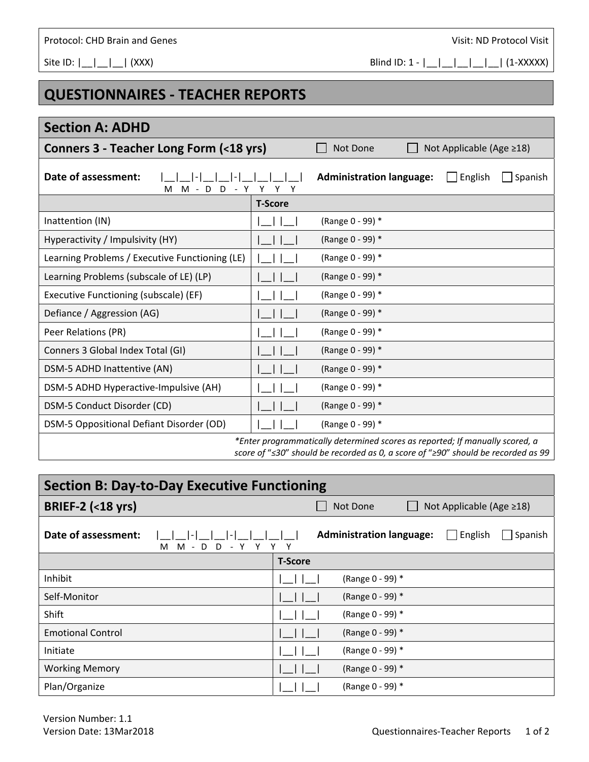Protocol: CHD Brain and Genes | Visit: ND Protocol Visit

Site ID: |__|__|__| (XXX) | Blind ID: 1 - |__|__|__|__|__| (1-XXXXX)

# QUESTIONNAIRES - TEACHER REPORTS

## Section A: ADHD

### Conners 3 - Teacher Long Form (<18 yrs)

☐ Not Done ☐ Not Applicable (Age ≥18)

**Date of assessment:** |__|__|-|__|__|-|__|__|__|__| (M M - D D - Y Y Y Y)

**Administration language:** ☐ English ☐ Spanish

| | T-Score | |
|---|---|---|
| Inattention (IN) | \|__\| \|__\| | (Range 0 - 99) * |
| Hyperactivity / Impulsivity (HY) | \|__\| \|__\| | (Range 0 - 99) * |
| Learning Problems / Executive Functioning (LE) | \|__\| \|__\| | (Range 0 - 99) * |
| Learning Problems (subscale of LE) (LP) | \|__\| \|__\| | (Range 0 - 99) * |
| Executive Functioning (subscale) (EF) | \|__\| \|__\| | (Range 0 - 99) * |
| Defiance / Aggression (AG) | \|__\| \|__\| | (Range 0 - 99) * |
| Peer Relations (PR) | \|__\| \|__\| | (Range 0 - 99) * |
| Conners 3 Global Index Total (GI) | \|__\| \|__\| | (Range 0 - 99) * |
| DSM-5 ADHD Inattentive (AN) | \|__\| \|__\| | (Range 0 - 99) * |
| DSM-5 ADHD Hyperactive-Impulsive (AH) | \|__\| \|__\| | (Range 0 - 99) * |
| DSM-5 Conduct Disorder (CD) | \|__\| \|__\| | (Range 0 - 99) * |
| DSM-5 Oppositional Defiant Disorder (OD) | \|__\| \|__\| | (Range 0 - 99) * |

*\*Enter programmatically determined scores as reported; If manually scored, a score of "≤30" should be recorded as 0, a score of "≥90" should be recorded as 99*

## Section B: Day-to-Day Executive Functioning

### BRIEF-2 (<18 yrs)

☐ Not Done ☐ Not Applicable (Age ≥18)

**Date of assessment:** |__|__|-|__|__|-|__|__|__|__| (M M - D D - Y Y Y Y)

**Administration language:** ☐ English ☐ Spanish

| | T-Score | |
|---|---|---|
| Inhibit | \|__\| \|__\| | (Range 0 - 99) * |
| Self-Monitor | \|__\| \|__\| | (Range 0 - 99) * |
| Shift | \|__\| \|__\| | (Range 0 - 99) * |
| Emotional Control | \|__\| \|__\| | (Range 0 - 99) * |
| Initiate | \|__\| \|__\| | (Range 0 - 99) * |
| Working Memory | \|__\| \|__\| | (Range 0 - 99) * |
| Plan/Organize | \|__\| \|__\| | (Range 0 - 99) * |

Version Number: 1.1
Version Date: 13Mar2018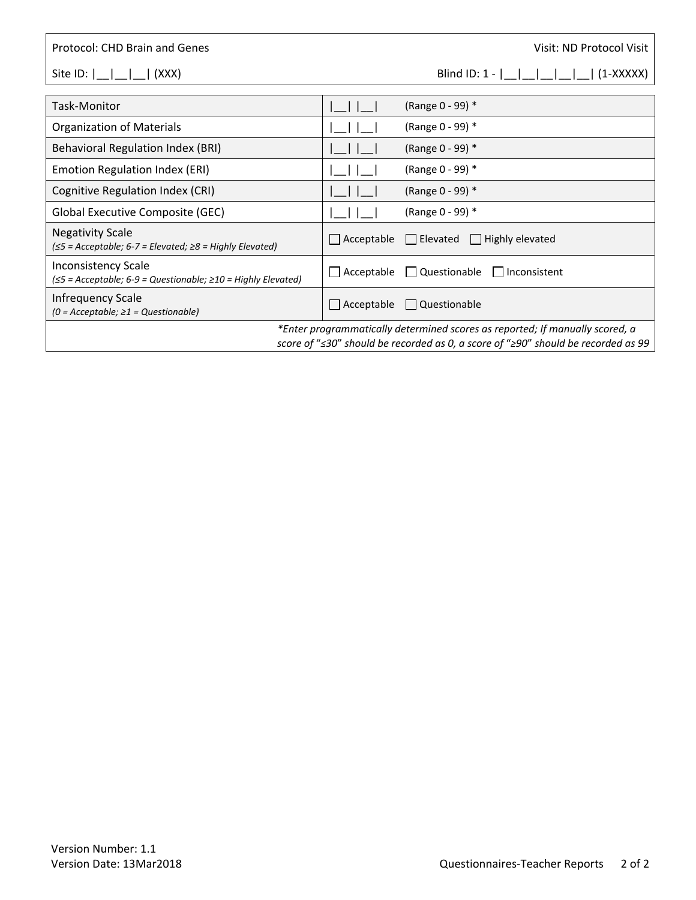| Protocol: CHD Brain and Genes | Visit: ND Protocol Visit |
| --- | --- |
| Site ID: \|\_\_\|\_\_\|\_\_\| (XXX) | Blind ID: 1 - \|\_\_\|\_\_\|\_\_\|\_\_\|\_\_\| (1-XXXXX) |

| | |
| --- | --- |
| Task-Monitor | \|\_\_\| \|\_\_\| (Range 0 - 99) * |
| Organization of Materials | \|\_\_\| \|\_\_\| (Range 0 - 99) * |
| Behavioral Regulation Index (BRI) | \|\_\_\| \|\_\_\| (Range 0 - 99) * |
| Emotion Regulation Index (ERI) | \|\_\_\| \|\_\_\| (Range 0 - 99) * |
| Cognitive Regulation Index (CRI) | \|\_\_\| \|\_\_\| (Range 0 - 99) * |
| Global Executive Composite (GEC) | \|\_\_\| \|\_\_\| (Range 0 - 99) * |
| Negativity Scale<br>*(≤5 = Acceptable; 6-7 = Elevated; ≥8 = Highly Elevated)* | ☐ Acceptable ☐ Elevated ☐ Highly elevated |
| Inconsistency Scale<br>*(≤5 = Acceptable; 6-9 = Questionable; ≥10 = Highly Elevated)* | ☐ Acceptable ☐ Questionable ☐ Inconsistent |
| Infrequency Scale<br>*(0 = Acceptable; ≥1 = Questionable)* | ☐ Acceptable ☐ Questionable |

*\*Enter programmatically determined scores as reported; If manually scored, a score of "≤30" should be recorded as 0, a score of "≥90" should be recorded as 99*

Version Number: 1.1
Version Date: 13Mar2018

Questionnaires-Teacher Reports